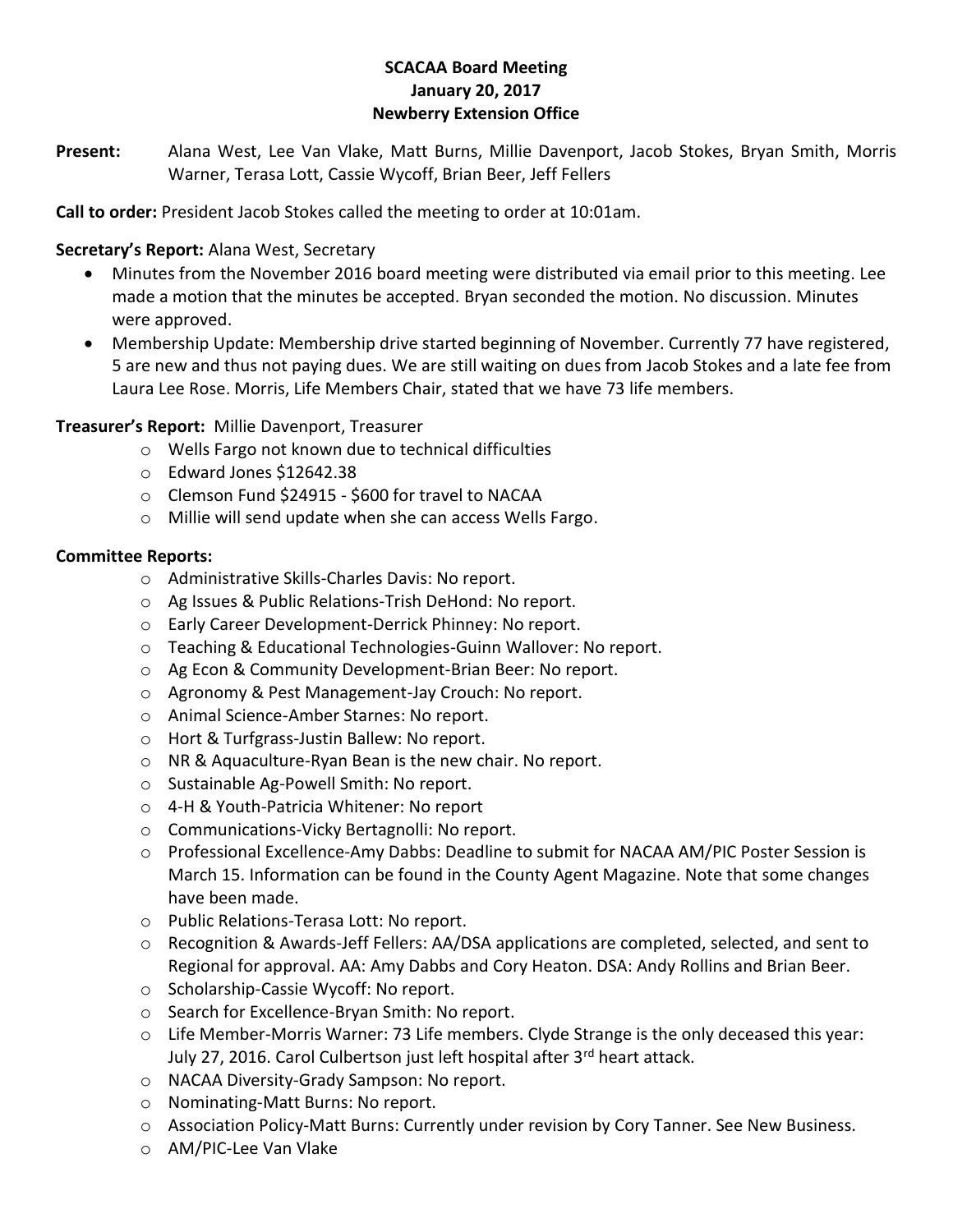# SCACAA Board Meeting
## January 20, 2017
## Newberry Extension Office

**Present:** Alana West, Lee Van Vlake, Matt Burns, Millie Davenport, Jacob Stokes, Bryan Smith, Morris Warner, Terasa Lott, Cassie Wycoff, Brian Beer, Jeff Fellers

**Call to order:** President Jacob Stokes called the meeting to order at 10:01am.

**Secretary's Report:** Alana West, Secretary

- Minutes from the November 2016 board meeting were distributed via email prior to this meeting. Lee made a motion that the minutes be accepted. Bryan seconded the motion. No discussion. Minutes were approved.
- Membership Update: Membership drive started beginning of November. Currently 77 have registered, 5 are new and thus not paying dues. We are still waiting on dues from Jacob Stokes and a late fee from Laura Lee Rose. Morris, Life Members Chair, stated that we have 73 life members.

**Treasurer's Report:** Millie Davenport, Treasurer

- Wells Fargo not known due to technical difficulties
- Edward Jones $12642.38
- Clemson Fund $24915 - $600 for travel to NACAA
- Millie will send update when she can access Wells Fargo.

**Committee Reports:**

- Administrative Skills-Charles Davis: No report.
- Ag Issues & Public Relations-Trish DeHond: No report.
- Early Career Development-Derrick Phinney: No report.
- Teaching & Educational Technologies-Guinn Wallover: No report.
- Ag Econ & Community Development-Brian Beer: No report.
- Agronomy & Pest Management-Jay Crouch: No report.
- Animal Science-Amber Starnes: No report.
- Hort & Turfgrass-Justin Ballew: No report.
- NR & Aquaculture-Ryan Bean is the new chair. No report.
- Sustainable Ag-Powell Smith: No report.
- 4-H & Youth-Patricia Whitener: No report
- Communications-Vicky Bertagnolli: No report.
- Professional Excellence-Amy Dabbs: Deadline to submit for NACAA AM/PIC Poster Session is March 15. Information can be found in the County Agent Magazine. Note that some changes have been made.
- Public Relations-Terasa Lott: No report.
- Recognition & Awards-Jeff Fellers: AA/DSA applications are completed, selected, and sent to Regional for approval. AA: Amy Dabbs and Cory Heaton. DSA: Andy Rollins and Brian Beer.
- Scholarship-Cassie Wycoff: No report.
- Search for Excellence-Bryan Smith: No report.
- Life Member-Morris Warner: 73 Life members. Clyde Strange is the only deceased this year: July 27, 2016. Carol Culbertson just left hospital after 3rd heart attack.
- NACAA Diversity-Grady Sampson: No report.
- Nominating-Matt Burns: No report.
- Association Policy-Matt Burns: Currently under revision by Cory Tanner. See New Business.
- AM/PIC-Lee Van Vlake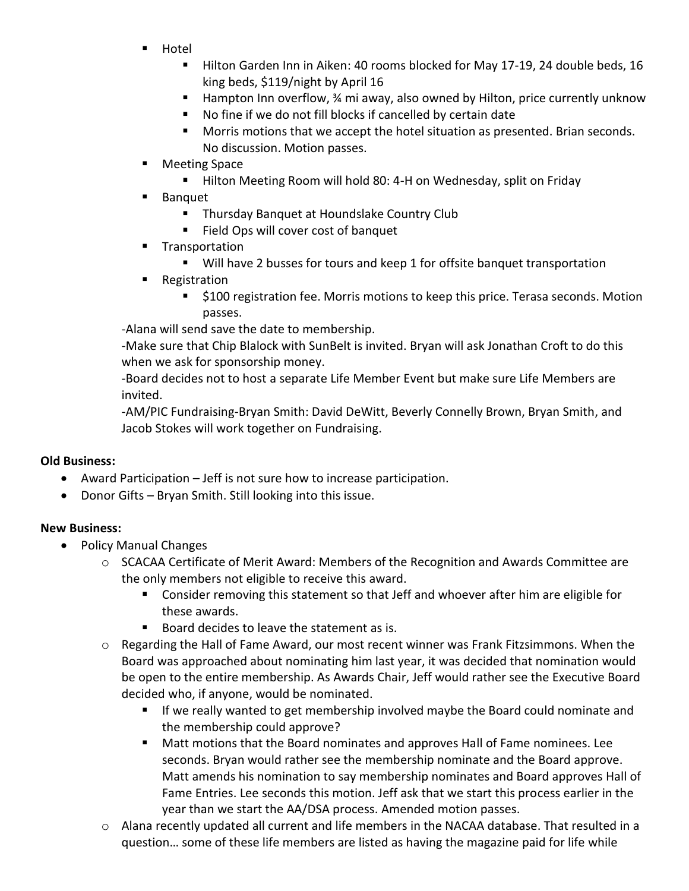- Hotel
    - Hilton Garden Inn in Aiken: 40 rooms blocked for May 17-19, 24 double beds, 16 king beds, $119/night by April 16
    - Hampton Inn overflow, ¾ mi away, also owned by Hilton, price currently unknow
    - No fine if we do not fill blocks if cancelled by certain date
    - Morris motions that we accept the hotel situation as presented. Brian seconds. No discussion. Motion passes.
- Meeting Space
    - Hilton Meeting Room will hold 80: 4-H on Wednesday, split on Friday
- Banquet
    - Thursday Banquet at Houndslake Country Club
    - Field Ops will cover cost of banquet
- Transportation
    - Will have 2 busses for tours and keep 1 for offsite banquet transportation
- Registration
    - $100 registration fee. Morris motions to keep this price. Terasa seconds. Motion passes.

-Alana will send save the date to membership.

-Make sure that Chip Blalock with SunBelt is invited. Bryan will ask Jonathan Croft to do this when we ask for sponsorship money.

-Board decides not to host a separate Life Member Event but make sure Life Members are invited.

-AM/PIC Fundraising-Bryan Smith: David DeWitt, Beverly Connelly Brown, Bryan Smith, and Jacob Stokes will work together on Fundraising.

**Old Business:**

- Award Participation – Jeff is not sure how to increase participation.
- Donor Gifts – Bryan Smith. Still looking into this issue.

**New Business:**

- Policy Manual Changes
    - SCACAA Certificate of Merit Award: Members of the Recognition and Awards Committee are the only members not eligible to receive this award.
        - Consider removing this statement so that Jeff and whoever after him are eligible for these awards.
        - Board decides to leave the statement as is.
    - Regarding the Hall of Fame Award, our most recent winner was Frank Fitzsimmons. When the Board was approached about nominating him last year, it was decided that nomination would be open to the entire membership. As Awards Chair, Jeff would rather see the Executive Board decided who, if anyone, would be nominated.
        - If we really wanted to get membership involved maybe the Board could nominate and the membership could approve?
        - Matt motions that the Board nominates and approves Hall of Fame nominees. Lee seconds. Bryan would rather see the membership nominate and the Board approve. Matt amends his nomination to say membership nominates and Board approves Hall of Fame Entries. Lee seconds this motion. Jeff ask that we start this process earlier in the year than we start the AA/DSA process. Amended motion passes.
    - Alana recently updated all current and life members in the NACAA database. That resulted in a question… some of these life members are listed as having the magazine paid for life while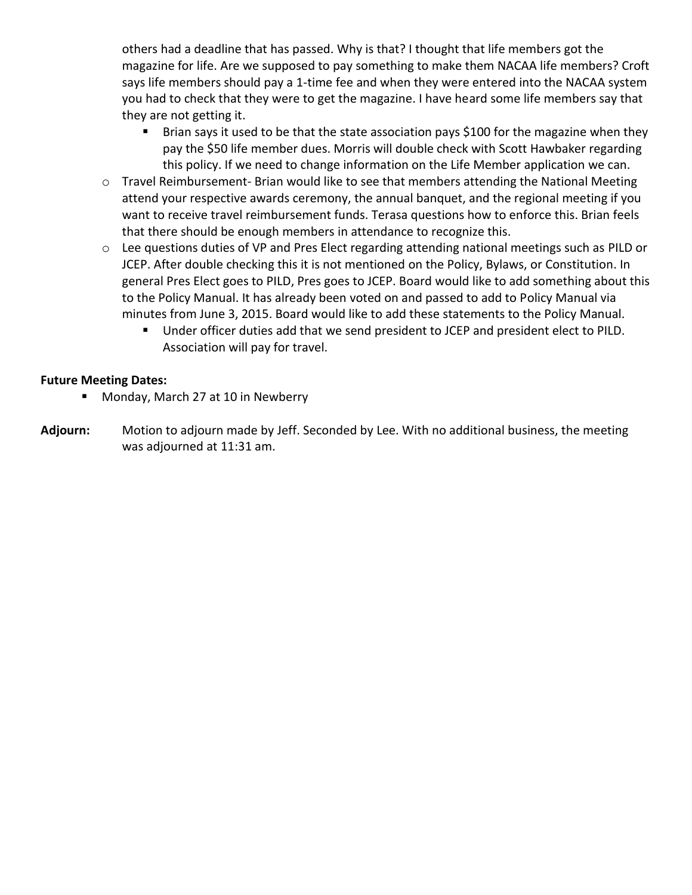others had a deadline that has passed. Why is that? I thought that life members got the magazine for life. Are we supposed to pay something to make them NACAA life members? Croft says life members should pay a 1-time fee and when they were entered into the NACAA system you had to check that they were to get the magazine. I have heard some life members say that they are not getting it.

  - Brian says it used to be that the state association pays $100 for the magazine when they pay the $50 life member dues. Morris will double check with Scott Hawbaker regarding this policy. If we need to change information on the Life Member application we can.

- Travel Reimbursement- Brian would like to see that members attending the National Meeting attend your respective awards ceremony, the annual banquet, and the regional meeting if you want to receive travel reimbursement funds. Terasa questions how to enforce this. Brian feels that there should be enough members in attendance to recognize this.
- Lee questions duties of VP and Pres Elect regarding attending national meetings such as PILD or JCEP. After double checking this it is not mentioned on the Policy, Bylaws, or Constitution. In general Pres Elect goes to PILD, Pres goes to JCEP. Board would like to add something about this to the Policy Manual. It has already been voted on and passed to add to Policy Manual via minutes from June 3, 2015. Board would like to add these statements to the Policy Manual.
  - Under officer duties add that we send president to JCEP and president elect to PILD. Association will pay for travel.

**Future Meeting Dates:**

- Monday, March 27 at 10 in Newberry

**Adjourn:** Motion to adjourn made by Jeff. Seconded by Lee. With no additional business, the meeting was adjourned at 11:31 am.